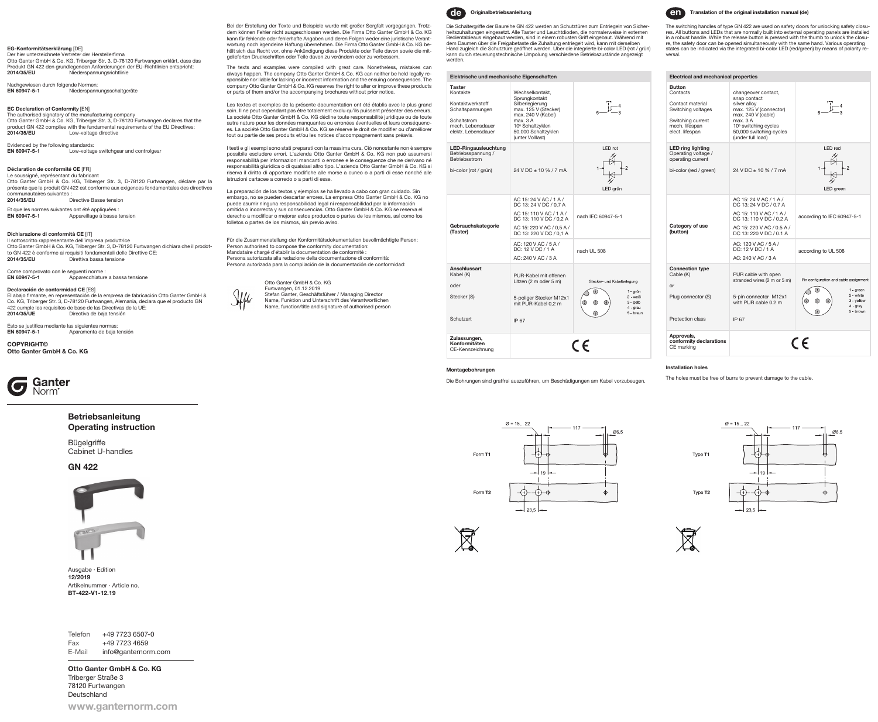## EG-Konformitätserklärung [DE]

Der hier unterzeichnete Vertreter der Herstellerfirma
Otto Ganter GmbH & Co. KG, Triberger Str. 3, D-78120 Furtwangen erklärt, dass das Produkt GN 422 den grundlegenden Anforderungen der EU-Richtlinien entspricht:
**2014/35/EU** Niederspannungsrichtlinie

Nachgewiesen durch folgende Normen:
**EN 60947-5-1** Niederspannungsschaltgeräte

## EC Declaration of Conformity [EN]

The authorised signatory of the manufacturing company
Otto Ganter GmbH & Co. KG, Triberger Str. 3, D-78120 Furtwangen declares that the product GN 422 complies with the fundamental requirements of the EU Directives:
**2014/35/EU** Low-voltage directive

Evidenced by the following standards:
**EN 60947-5-1** Low-voltage switchgear and controlgear

## Déclaration de conformité CE [FR]

Le soussigné, représentant du fabricant
Otto Ganter GmbH & Co. KG, Triberger Str. 3, D-78120 Furtwangen, déclare par la présente que le produit GN 422 est conforme aux exigences fondamentales des directives communautaires suivantes :
**2014/35/EU** Directive Basse tension

Et que les normes suivantes ont été appliquées :
**EN 60947-5-1** Appareillage à basse tension

## Dichiarazione di conformità CE [IT]

Il sottoscritto rappresentante dell'impresa produttrice
Otto Ganter GmbH & Co. KG, Triberger Str. 3, D-78120 Furtwangen dichiara che il prodotto GN 422 è conforme ai requisiti fondamentali delle Direttive CE:
**2014/35/EU** Direttiva bassa tensione

Come comprovato con le seguenti norme :
**EN 60947-5-1** Apparecchiature a bassa tensione

## Declaración de conformidad CE [ES]

El abajo firmante, en representación de la empresa de fabricación Otto Ganter GmbH & Co. KG, Triberger Str. 3, D-78120 Furtwangen, Alemania, declara que el producto GN 422 cumple los requisitos de base de las Directivas de la UE:
**2014/35/UE** Directiva de baja tensión

Esto se justifica mediante las siguientes normas:
**EN 60947-5-1** Aparamenta de baja tensión

**COPYRIGHT©**
**Otto Ganter GmbH & Co. KG**

Bei der Erstellung der Texte und Beispiele wurde mit großer Sorgfalt vorgegangen. Trotzdem können Fehler nicht ausgeschlossen werden. Die Firma Otto Ganter GmbH & Co. KG kann für fehlende oder fehlerhafte Angaben und deren Folgen weder eine juristische Verantwortung noch irgendeine Haftung übernehmen. Die Firma Otto Ganter GmbH & Co. KG behält sich das Recht vor, ohne Ankündigung diese Produkte oder Teile davon sowie die mitgelieferten Druckschriften oder Teile davon zu verändern oder zu verbessern.

The texts and examples were compiled with great care. Nonetheless, mistakes can always happen. The company Otto Ganter GmbH & Co. KG can neither be held legally responsible nor liable for lacking or incorrect information and the ensuing consequences. The company Otto Ganter GmbH & Co. KG reserves the right to alter or improve these products or parts of them and/or the accompanying brochures without prior notice.

Les textes et exemples de la présente documentation ont été établis avec le plus grand soin. Il ne peut cependant pas être totalement exclu qu'ils puissent présenter des erreurs. La société Otto Ganter GmbH & Co. KG décline toute responsabilité juridique ou de toute autre nature pour les données manquantes ou erronées éventuelles et leurs conséquences. La société Otto Ganter GmbH & Co. KG se réserve le droit de modifier ou d'améliorer tout ou partie de ses produits et/ou les notices d'accompagnement sans préavis.

I testi e gli esempi sono stati preparati con la massima cura. Ciò nonostante non è sempre possibile escludere errori. L'azienda Otto Ganter GmbH & Co. KG non può assumersi responsabilità per informazioni mancanti o erronee e le conseguenze che ne derivano né responsabilità giuridica o di qualsiasi altro tipo. L'azienda Otto Ganter GmbH & Co. KG si riserva il diritto di apportare modifiche alle morse a cuneo o a parti di esse nonché alle istruzioni cartacee a corredo o a parti di esse.

La preparación de los textos y ejemplos se ha llevado a cabo con gran cuidado. Sin embargo, no se pueden descartar errores. La empresa Otto Ganter GmbH & Co. KG no puede asumir ninguna responsabilidad legal ni responsabilidad por la información omitida o incorrecta y sus consecuencias. Otto Ganter GmbH & Co. KG se reserva el derecho a modificar o mejorar estos productos o partes de los mismos, así como los folletos o partes de los mismos, sin previo aviso.

Für die Zusammenstellung der Konformitätsdokumentation bevollmächtigte Person:
Person authorised to compose the conformity documentation:
Mandataire chargé d'établir la documentation de conformité :
Persona autorizzata alla redazione della documentazione di conformità:
Persona autorizada para la compilación de la documentación de conformidad:

Otto Ganter GmbH & Co. KG
Furtwangen, 01.12.2019
Stefan Ganter, Geschäftsführer / Managing Director
Name, Funktion und Unterschrift des Verantwortlichen
Name, function/title and signature of authorised person

Ganter Norm®

# Betriebsanleitung
# Operating instruction

Bügelgriffe
Cabinet U-handles

## GN 422

Ausgabe · Edition
**12/2019**
Artikelnummer · Article no.
**BT-422-V1-12.19**

Telefon +49 7723 6507-0
Fax +49 7723 4659
E-Mail info@ganternorm.com

**Otto Ganter GmbH & Co. KG**
Triberger Straße 3
78120 Furtwangen
Deutschland

**www.ganternorm.com**

## de Originalbetriebsanleitung

Die Schaltergriffe der Baureihe GN 422 werden an Schutztüren zum Entriegeln von Sicherheitszuhaltungen eingesetzt. Alle Taster und Leuchtdioden, die normalerweise in externen Bedientableaus eingebaut werden, sind in einem robusten Griff eingebaut. Während mit dem Daumen über die Freigabetaste die Zuhaltung entriegelt wird, kann mit derselben Hand zugleich die Schutztüre geöffnet werden. Über die integrierte bi-color LED (rot / grün) kann durch steuerungstechnische Umpolung verschiedene Betriebszustände angezeigt werden.

| Elektrische und mechanische Eigenschaften | | |
|---|---|---|
| **Taster**<br>Kontakte<br><br>Kontaktwerkstoff<br>Schaltspannungen<br><br>Schaltstrom<br>mech. Lebensdauer<br>elektr. Lebensdauer | Wechselkontakt, Sprungkontakt<br>Silberlegierung<br>max. 125 V (Stecker)<br>max. 240 V (Kabel)<br>max. 3 A<br>$10^6$ Schaltzyklen<br>50.000 Schaltzyklen (unter Volllast) | |
| **LED-Ringausleuchtung**<br>Betriebsspannung / Betriebsstrom<br><br>bi-color (rot / grün) | 24 V DC ± 10 % / 7 mA | LED rot<br>LED grün |
| **Gebrauchskategorie (Taster)** | AC 15: 24 V AC / 1 A / DC 13: 24 V DC / 0,7 A<br>AC 15: 110 V AC / 1 A / DC 13: 110 V DC / 0,2 A<br>AC 15: 220 V AC / 0,5 A / DC 13: 220 V DC / 0,1 A | nach IEC 60947-5-1 |
| | AC: 120 V AC / 5 A / DC: 12 V DC / 1 A<br>AC: 240 V AC / 3 A | nach UL 508 |
| **Anschlussart**<br>Kabel (K)<br><br>oder<br><br>Stecker (S)<br><br>Schutzart | PUR-Kabel mit offenen Litzen (2 m oder 5 m)<br><br>5-poliger Stecker M12x1 mit PUR-Kabel 0,2 m<br><br>IP 67 | Stecker- und Kabelbelegung<br>1 - grün<br>2 - weiß<br>3 - gelb<br>4 - grau<br>5 - braun |
| **Zulassungen, Konformitäten**<br>CE-Kennzeichnung | CE | |

### Montagebohrungen

Die Bohrungen sind gratfrei auszuführen, um Beschädigungen am Kabel vorzubeugen.

Form **T1**, Form **T2** — Ø = 15... 22; 117; Ø6,5; 19; 23,5

## en Translation of the original installation manual (de)

The switching handles of type GN 422 are used on safety doors for unlocking safety closures. All buttons and LEDs that are normally built into external operating panels are installed in a robust handle. While the release button is pressed with the thumb to unlock the closure, the safety door can be opened simultaneously with the same hand. Various operating states can be indicated via the integrated bi-color LED (red/green) by means of polarity reversal.

| Electrical and mechanical properties | | |
|---|---|---|
| **Button**<br>Contacts<br><br>Contact material<br>Switching voltages<br><br>Switching current<br>mech. lifespan<br>elect. lifespan | changeover contact, snap contact<br>silver alloy<br>max. 125 V (connector)<br>max. 240 V (cable)<br>max. 3 A<br>$10^6$ switching cycles<br>50,000 switching cycles (under full load) | |
| **LED ring lighting**<br>Operating voltage / operating current<br><br>bi-color (red / green) | 24 V DC ± 10 % / 7 mA | LED red<br>LED green |
| **Category of use (button)** | AC 15: 24 V AC / 1 A / DC 13: 24 V DC / 0.7 A<br>AC 15: 110 V AC / 1 A / DC 13: 110 V DC / 0.2 A<br>AC 15: 220 V AC / 0.5 A / DC 13: 220 V DC / 0.1 A | according to IEC 60947-5-1 |
| | AC: 120 V AC / 5 A / DC: 12 V DC / 1 A<br>AC: 240 V AC / 3 A | according to UL 508 |
| **Connection type**<br>Cable (K)<br><br>or<br><br>Plug connector (S)<br><br>Protection class | PUR cable with open stranded wires (2 m or 5 m)<br><br>5-pin connector M12x1 with PUR cable 0.2 m<br><br>IP 67 | Pin configuration and cable assignment<br>1 - green<br>2 - white<br>3 - yellow<br>4 - gray<br>5 - brown |
| **Approvals, conformity declarations**<br>CE marking | CE | |

### Installation holes

The holes must be free of burrs to prevent damage to the cable.

Type **T1**, Type **T2** — Ø = 15... 22; 117; Ø6,5; 19; 23,5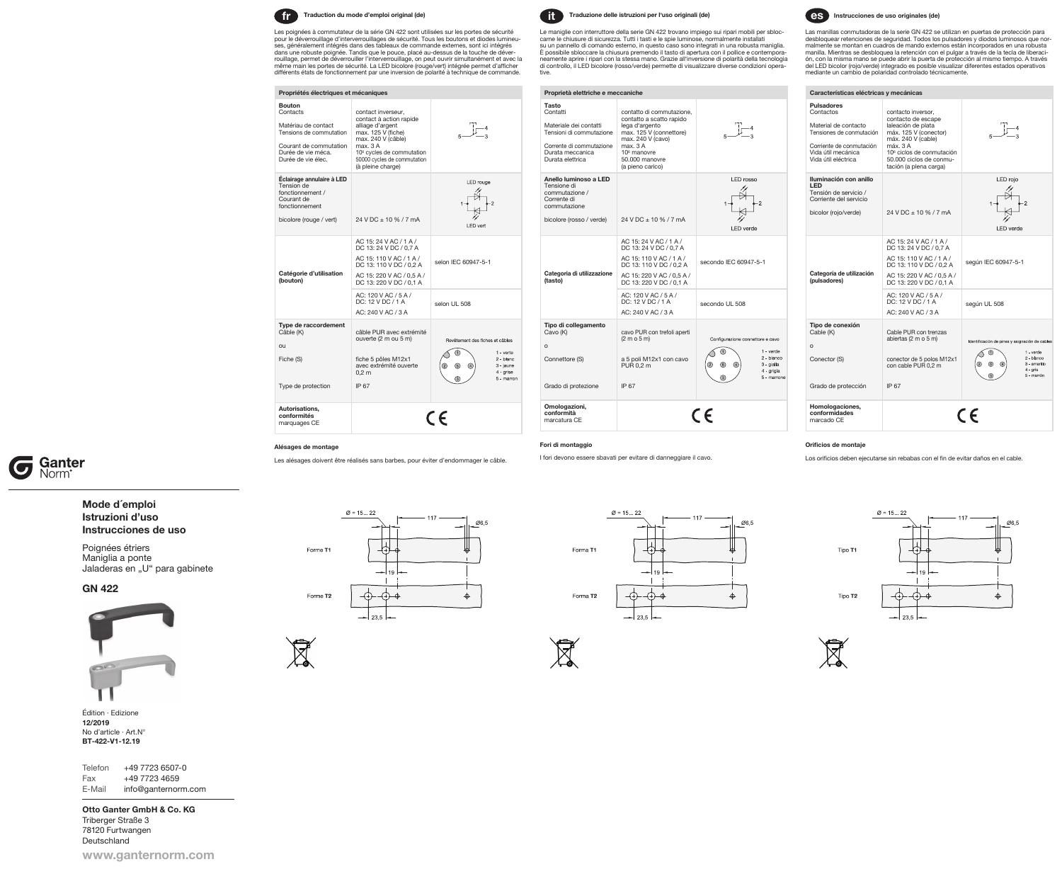**Ganter Norm**

## Mode d´emploi
## Istruzioni d'uso
## Instrucciones de uso

Poignées étriers
Maniglia a ponte
Jaladeras en „U" para gabinete

**GN 422**

Édition · Edizione
**12/2019**
No d'article · Art.N°
**BT-422-V1-12.19**

Telefon +49 7723 6507-0
Fax +49 7723 4659
E-Mail info@ganternorm.com

**Otto Ganter GmbH & Co. KG**
Triberger Straße 3
78120 Furtwangen
Deutschland

**www.ganternorm.com**

## fr Traduction du mode d'emploi original (de)

Les poignées à commutateur de la série GN 422 sont utilisées sur les portes de sécurité pour le déverrouillage d'interverrouillages de sécurité. Tous les boutons et diodes lumineuses, généralement intégrés dans des tableaux de commande externes, sont ici intégrés dans une robuste poignée. Tandis que le pouce, placé au-dessus de la touche de déverrouillage, permet de déverrouiller l'interverrouillage, on peut ouvrir simultanément et avec la même main les portes de sécurité. La LED bicolore (rouge/vert) intégrée permet d'afficher différents états de fonctionnement par une inversion de polarité à technique de commande.

| Propriétés électriques et mécaniques | | |
|---|---|---|
| **Bouton**<br>Contacts<br><br>Matériau de contact<br>Tensions de commutation<br><br>Courant de commutation<br>Durée de vie méca.<br>Durée de vie élec. | <br>contact inverseur, contact à action rapide<br>alliage d'argent<br>max. 125 V (fiche)<br>max. 240 V (câble)<br>max. 3 A<br>$10^6$ cycles de commutation<br>50000 cycles de commutation (à pleine charge) | 5, 4, 3 |
| **Éclairage annulaire à LED**<br>Tension de fonctionnement / Courant de fonctionnement<br><br>bicolore (rouge / vert) | <br><br><br>24 V DC ± 10 % / 7 mA | LED rouge<br>1, 2<br>LED vert |
| **Catégorie d'utilisation (bouton)** | AC 15: 24 V AC / 1 A / DC 13: 24 V DC / 0,7 A<br>AC 15: 110 V AC / 1 A / DC 13: 110 V DC / 0,2 A<br>AC 15: 220 V AC / 0,5 A / DC 13: 220 V DC / 0,1 A | selon IEC 60947-5-1 |
| | AC: 120 V AC / 5 A / DC: 12 V DC / 1 A<br>AC: 240 V AC / 3 A | selon UL 508 |
| **Type de raccordement**<br>Câble (K)<br><br>ou<br><br>Fiche (S)<br><br>Type de protection | <br>câble PUR avec extrémité ouverte (2 m ou 5 m)<br><br><br>fiche 5 pôles M12x1 avec extrémité ouverte 0,2 m<br><br>IP 67 | Revêtement des fiches et câbles<br>1 - verte<br>2 - blanc<br>3 - jaune<br>4 - grise<br>5 - marron |
| **Autorisations, conformités**<br>marquages CE | CE | |

### Alésages de montage

Les alésages doivent être réalisés sans barbes, pour éviter d'endommager le câble.

Ø = 15... 22
117
Ø6,5
Forme **T1**
19
Forme **T2**
23,5

## it Traduzione delle istruzioni per l'uso originali (de)

Le maniglie con interruttore della serie GN 422 trovano impiego sui ripari mobili per sbloccare le chiusure di sicurezza. Tutti i tasti e le spie luminose, normalmente installati su un pannello di comando esterno, in questo caso sono integrati in una robusta maniglia. È possibile sbloccare la chiusura premendo il tasto di apertura con il pollice e contemporaneamente aprire i ripari con la stessa mano. Grazie all'inversione di polarità della tecnologia di controllo, il LED bicolore (rosso/verde) permette di visualizzare diverse condizioni operative.

| Proprietà elettriche e meccaniche | | |
|---|---|---|
| **Tasto**<br>Contatti<br><br>Materiale dei contatti<br>Tensioni di commutazione<br><br>Corrente di commutazione<br>Durata meccanica<br>Durata elettrica | <br>contatto di commutazione, contatto a scatto rapido<br>lega d'argento<br>max. 125 V (connettore)<br>max. 240 V (cavo)<br>max. 3 A<br>$10^6$ manovre<br>50.000 manovre (a pieno carico) | 5, 4, 3 |
| **Anello luminoso a LED**<br>Tensione di commutazione / Corrente di commutazione<br><br>bicolore (rosso / verde) | <br><br><br>24 V DC ± 10 % / 7 mA | LED rosso<br>1, 2<br>LED verde |
| **Categoria di utilizzazione (tasto)** | AC 15: 24 V AC / 1 A / DC 13: 24 V DC / 0,7 A<br>AC 15: 110 V AC / 1 A / DC 13: 110 V DC / 0,2 A<br>AC 15: 220 V AC / 0,5 A / DC 13: 220 V DC / 0,1 A | secondo IEC 60947-5-1 |
| | AC: 120 V AC / 5 A / DC: 12 V DC / 1 A<br>AC: 240 V AC / 3 A | secondo UL 508 |
| **Tipo di collegamento**<br>Cavo (K)<br><br>o<br><br>Connettore (S)<br><br>Grado di protezione | <br>cavo PUR con trefoli aperti (2 m o 5 m)<br><br><br>a 5 poli M12x1 con cavo PUR 0,2 m<br><br>IP 67 | Configurazione connettore e cavo<br>1 - verde<br>2 - bianco<br>3 - gialla<br>4 - grigia<br>5 - marrone |
| **Omologazioni, conformità**<br>marcatura CE | CE | |

### Fori di montaggio

I fori devono essere sbavati per evitare di danneggiare il cavo.

Ø = 15... 22
117
Ø6,5
Forma **T1**
19
Forma **T2**
23,5

## es Instrucciones de uso originales (de)

Las manillas conmutadoras de la serie GN 422 se utilizan en puertas de protección para desbloquear retenciones de seguridad. Todos los pulsadores y diodos luminosos que normalmente se montan en cuadros de mando externos están incorporados en una robusta manilla. Mientras se desbloquea la retención con el pulgar a través de la tecla de liberación, con la misma mano se puede abrir la puerta de protección al mismo tiempo. A través del LED bicolor (rojo/verde) integrado es posible visualizar diferentes estados operativos mediante un cambio de polaridad controlado técnicamente.

| Características eléctricas y mecánicas | | |
|---|---|---|
| **Pulsadores**<br>Contactos<br><br>Material de contacto<br>Tensiones de conmutación<br><br>Corriente de conmutación<br>Vida útil mecánica<br>Vida útil eléctrica | <br>contacto inversor, contacto de escape<br>laleación de plata<br>máx. 125 V (conector)<br>máx. 240 V (cable)<br>máx. 3 A<br>$10^6$ ciclos de conmutación<br>50.000 ciclos de conmutación (a plena carga) | 5, 4, 3 |
| **Iluminación con anillo LED**<br>Tensión de servicio / Corriente del servicio<br><br>bicolor (rojo/verde) | <br><br><br>24 V DC ± 10 % / 7 mA | LED rojo<br>1, 2<br>LED verde |
| **Categoría de utilización (pulsadores)** | AC 15: 24 V AC / 1 A / DC 13: 24 V DC / 0,7 A<br>AC 15: 110 V AC / 1 A / DC 13: 110 V DC / 0,2 A<br>AC 15: 220 V AC / 0,5 A / DC 13: 220 V DC / 0,1 A | según IEC 60947-5-1 |
| | AC: 120 V AC / 5 A / DC: 12 V DC / 1 A<br>AC: 240 V AC / 3 A | según UL 508 |
| **Tipo de conexión**<br>Cable (K)<br><br>o<br><br>Conector (S)<br><br>Grado de protección | <br>Cable PUR con trenzas abiertas (2 m o 5 m)<br><br><br>conector de 5 polos M12x1 con cable PUR 0,2 m<br><br>IP 67 | Identificación de pines y asignación de cables<br>1 - verde<br>2 - blanco<br>3 - amarillo<br>4 - gris<br>5 - marrón |
| **Homologaciones, conformidades**<br>marcado CE | CE | |

### Orificios de montaje

Los orificios deben ejecutarse sin rebabas con el fin de evitar daños en el cable.

Ø = 15... 22
117
Ø6,5
Tipo **T1**
19
Tipo **T2**
23,5